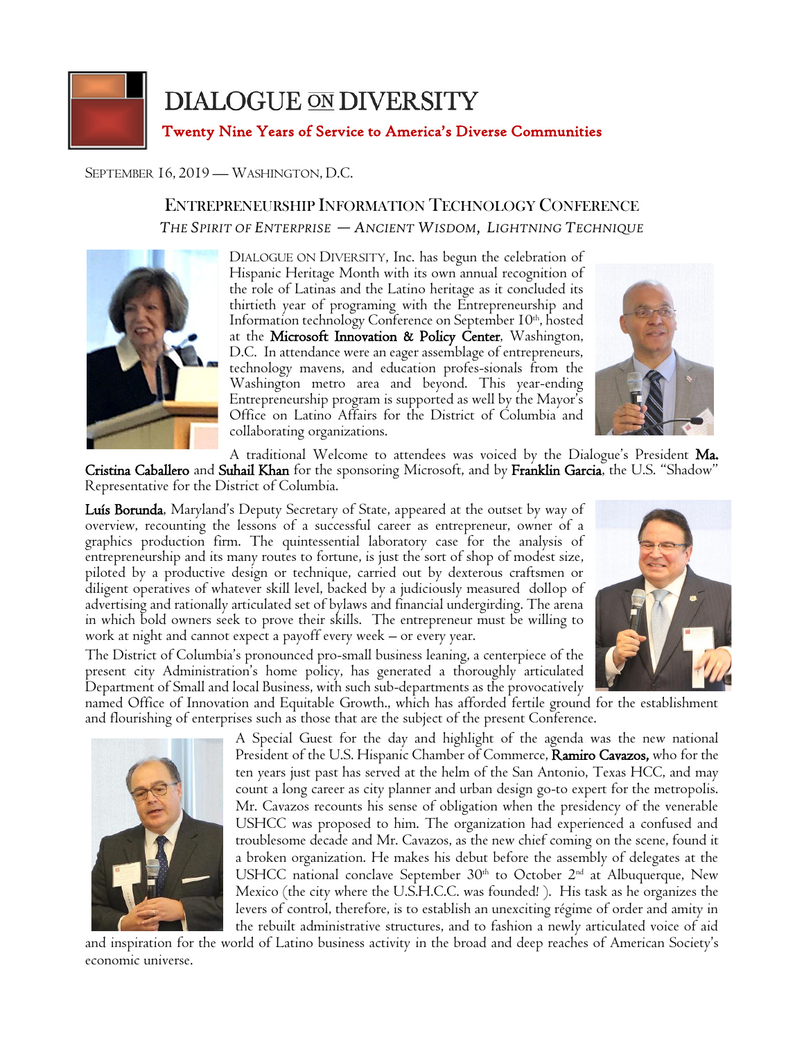# DIALOGUE ON DIVERSITY

**Twenty Nine Years of Service to America's Diverse Communities**

SEPTEMBER 16, 2019 — WASHINGTON, D.C.

## ENTREPRENEURSHIP INFORMATION TECHNOLOGY CONFERENCE

*THE SPIRIT OF ENTERPRISE — ANCIENT WISDOM, LIGHTNING TECHNIQUE*

DIALOGUE ON DIVERSITY, Inc. has begun the celebration of Hispanic Heritage Month with its own annual recognition of the role of Latinas and the Latino heritage as it concluded its thirtieth year of programing with the Entrepreneurship and Information technology Conference on September 10th, hosted at the **Microsoft Innovation & Policy Center**, Washington, D.C. In attendance were an eager assemblage of entrepreneurs, technology mavens, and education profes-sionals from the Washington metro area and beyond. This year-ending Entrepreneurship program is supported as well by the Mayor's Office on Latino Affairs for the District of Columbia and collaborating organizations.

A traditional Welcome to attendees was voiced by the Dialogue's President **Ma. Cristina Caballero** and **Suhail Khan** for the sponsoring Microsoft, and by **Franklin Garcia**, the U.S. "Shadow" Representative for the District of Columbia.

**Luís Borunda**, Maryland's Deputy Secretary of State, appeared at the outset by way of overview, recounting the lessons of a successful career as entrepreneur, owner of a graphics production firm. The quintessential laboratory case for the analysis of entrepreneurship and its many routes to fortune, is just the sort of shop of modest size, piloted by a productive design or technique, carried out by dexterous craftsmen or diligent operatives of whatever skill level, backed by a judiciously measured dollop of advertising and rationally articulated set of bylaws and financial undergirding. The arena in which bold owners seek to prove their skills. The entrepreneur must be willing to work at night and cannot expect a payoff every week – or every year.

The District of Columbia's pronounced pro-small business leaning, a centerpiece of the present city Administration's home policy, has generated a thoroughly articulated Department of Small and local Business, with such sub-departments as the provocatively named Office of Innovation and Equitable Growth., which has afforded fertile ground for the establishment and flourishing of enterprises such as those that are the subject of the present Conference.

A Special Guest for the day and highlight of the agenda was the new national President of the U.S. Hispanic Chamber of Commerce, **Ramiro Cavazos,** who for the ten years just past has served at the helm of the San Antonio, Texas HCC, and may count a long career as city planner and urban design go-to expert for the metropolis. Mr. Cavazos recounts his sense of obligation when the presidency of the venerable USHCC was proposed to him. The organization had experienced a confused and troublesome decade and Mr. Cavazos, as the new chief coming on the scene, found it a broken organization. He makes his debut before the assembly of delegates at the USHCC national conclave September 30th to October 2nd at Albuquerque, New Mexico (the city where the U.S.H.C.C. was founded! ). His task as he organizes the levers of control, therefore, is to establish an unexciting régime of order and amity in the rebuilt administrative structures, and to fashion a newly articulated voice of aid and inspiration for the world of Latino business activity in the broad and deep reaches of American Society's economic universe.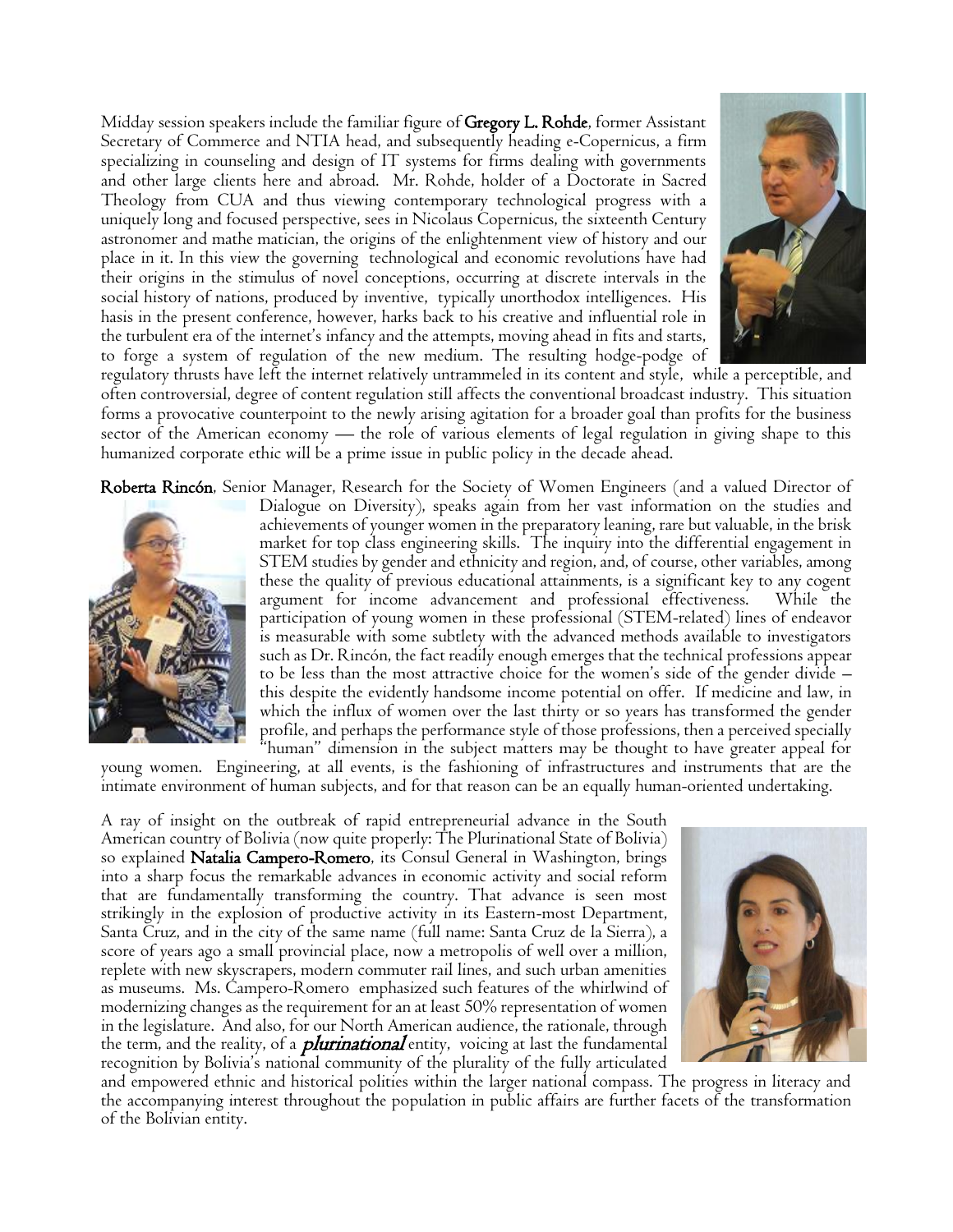Midday session speakers include the familiar figure of **Gregory L. Rohde**, former Assistant Secretary of Commerce and NTIA head, and subsequently heading e-Copernicus, a firm specializing in counseling and design of IT systems for firms dealing with governments and other large clients here and abroad. Mr. Rohde, holder of a Doctorate in Sacred Theology from CUA and thus viewing contemporary technological progress with a uniquely long and focused perspective, sees in Nicolaus Copernicus, the sixteenth Century astronomer and mathe matician, the origins of the enlightenment view of history and our place in it. In this view the governing technological and economic revolutions have had their origins in the stimulus of novel conceptions, occurring at discrete intervals in the social history of nations, produced by inventive, typically unorthodox intelligences. His hasis in the present conference, however, harks back to his creative and influential role in the turbulent era of the internet's infancy and the attempts, moving ahead in fits and starts, to forge a system of regulation of the new medium. The resulting hodge-podge of regulatory thrusts have left the internet relatively untrammeled in its content and style, while a perceptible, and often controversial, degree of content regulation still affects the conventional broadcast industry. This situation forms a provocative counterpoint to the newly arising agitation for a broader goal than profits for the business sector of the American economy — the role of various elements of legal regulation in giving shape to this humanized corporate ethic will be a prime issue in public policy in the decade ahead.

**Roberta Rincón**, Senior Manager, Research for the Society of Women Engineers (and a valued Director of Dialogue on Diversity), speaks again from her vast information on the studies and achievements of younger women in the preparatory leaning, rare but valuable, in the brisk market for top class engineering skills. The inquiry into the differential engagement in STEM studies by gender and ethnicity and region, and, of course, other variables, among these the quality of previous educational attainments, is a significant key to any cogent argument for income advancement and professional effectiveness. While the participation of young women in these professional (STEM-related) lines of endeavor is measurable with some subtlety with the advanced methods available to investigators such as Dr. Rincón, the fact readily enough emerges that the technical professions appear to be less than the most attractive choice for the women's side of the gender divide – this despite the evidently handsome income potential on offer. If medicine and law, in which the influx of women over the last thirty or so years has transformed the gender profile, and perhaps the performance style of those professions, then a perceived specially "human" dimension in the subject matters may be thought to have greater appeal for young women. Engineering, at all events, is the fashioning of infrastructures and instruments that are the intimate environment of human subjects, and for that reason can be an equally human-oriented undertaking.

A ray of insight on the outbreak of rapid entrepreneurial advance in the South American country of Bolivia (now quite properly: The Plurinational State of Bolivia) so explained **Natalia Campero-Romero**, its Consul General in Washington, brings into a sharp focus the remarkable advances in economic activity and social reform that are fundamentally transforming the country. That advance is seen most strikingly in the explosion of productive activity in its Eastern-most Department, Santa Cruz, and in the city of the same name (full name: Santa Cruz de la Sierra), a score of years ago a small provincial place, now a metropolis of well over a million, replete with new skyscrapers, modern commuter rail lines, and such urban amenities as museums. Ms. Campero-Romero emphasized such features of the whirlwind of modernizing changes as the requirement for an at least 50% representation of women in the legislature. And also, for our North American audience, the rationale, through the term, and the reality, of a ***plurinational*** entity, voicing at last the fundamental recognition by Bolivia's national community of the plurality of the fully articulated and empowered ethnic and historical polities within the larger national compass. The progress in literacy and the accompanying interest throughout the population in public affairs are further facets of the transformation of the Bolivian entity.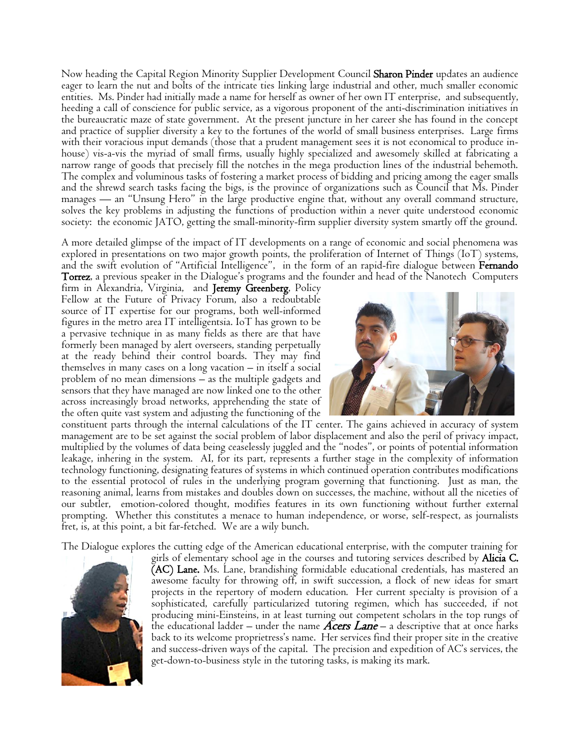Now heading the Capital Region Minority Supplier Development Council **Sharon Pinder** updates an audience eager to learn the nut and bolts of the intricate ties linking large industrial and other, much smaller economic entities. Ms. Pinder had initially made a name for herself as owner of her own IT enterprise, and subsequently, heeding a call of conscience for public service, as a vigorous proponent of the anti-discrimination initiatives in the bureaucratic maze of state government. At the present juncture in her career she has found in the concept and practice of supplier diversity a key to the fortunes of the world of small business enterprises. Large firms with their voracious input demands (those that a prudent management sees it is not economical to produce in-house) vis-a-vis the myriad of small firms, usually highly specialized and awesomely skilled at fabricating a narrow range of goods that precisely fill the notches in the mega production lines of the industrial behemoth. The complex and voluminous tasks of fostering a market process of bidding and pricing among the eager smalls and the shrewd search tasks facing the bigs, is the province of organizations such as Council that Ms. Pinder manages — an "Unsung Hero" in the large productive engine that, without any overall command structure, solves the key problems in adjusting the functions of production within a never quite understood economic society: the economic JATO, getting the small-minority-firm supplier diversity system smartly off the ground.

A more detailed glimpse of the impact of IT developments on a range of economic and social phenomena was explored in presentations on two major growth points, the proliferation of Internet of Things (IoT) systems, and the swift evolution of "Artificial Intelligence", in the form of an rapid-fire dialogue between **Fernando Torrez**, a previous speaker in the Dialogue's programs and the founder and head of the Nanotech Computers firm in Alexandria, Virginia, and **Jeremy Greenberg**, Policy Fellow at the Future of Privacy Forum, also a redoubtable source of IT expertise for our programs, both well-informed figures in the metro area IT intelligentsia. IoT has grown to be a pervasive technique in as many fields as there are that have formerly been managed by alert overseers, standing perpetually at the ready behind their control boards. They may find themselves in many cases on a long vacation – in itself a social problem of no mean dimensions – as the multiple gadgets and sensors that they have managed are now linked one to the other across increasingly broad networks, apprehending the state of the often quite vast system and adjusting the functioning of the constituent parts through the internal calculations of the IT center. The gains achieved in accuracy of system management are to be set against the social problem of labor displacement and also the peril of privacy impact, multiplied by the volumes of data being ceaselessly juggled and the "nodes", or points of potential information leakage, inhering in the system. AI, for its part, represents a further stage in the complexity of information technology functioning, designating features of systems in which continued operation contributes modifications to the essential protocol of rules in the underlying program governing that functioning. Just as man, the reasoning animal, learns from mistakes and doubles down on successes, the machine, without all the niceties of our subtler, emotion-colored thought, modifies features in its own functioning without further external prompting. Whether this constitutes a menace to human independence, or worse, self-respect, as journalists fret, is, at this point, a bit far-fetched. We are a wily bunch.

The Dialogue explores the cutting edge of the American educational enterprise, with the computer training for girls of elementary school age in the courses and tutoring services described by **Alicia C. (AC) Lane.** Ms. Lane, brandishing formidable educational credentials, has mastered an awesome faculty for throwing off, in swift succession, a flock of new ideas for smart projects in the repertory of modern education. Her current specialty is provision of a sophisticated, carefully particularized tutoring regimen, which has succeeded, if not producing mini-Einsteins, in at least turning out competent scholars in the top rungs of the educational ladder – under the name ***Acers Lane*** – a descriptive that at once harks back to its welcome proprietress's name. Her services find their proper site in the creative and success-driven ways of the capital. The precision and expedition of AC's services, the get-down-to-business style in the tutoring tasks, is making its mark.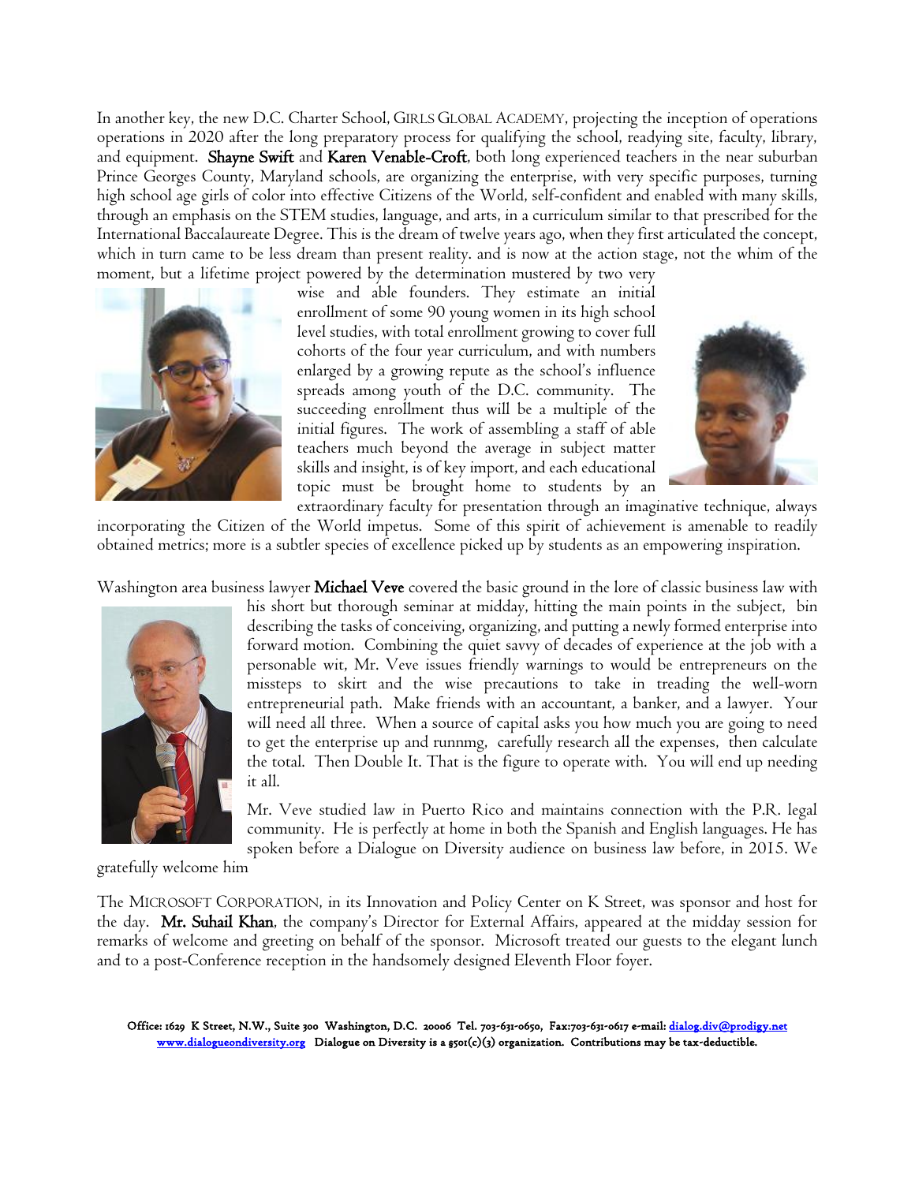In another key, the new D.C. Charter School, GIRLS GLOBAL ACADEMY, projecting the inception of operations operations in 2020 after the long preparatory process for qualifying the school, readying site, faculty, library, and equipment. **Shayne Swift** and **Karen Venable-Croft**, both long experienced teachers in the near suburban Prince Georges County, Maryland schools, are organizing the enterprise, with very specific purposes, turning high school age girls of color into effective Citizens of the World, self-confident and enabled with many skills, through an emphasis on the STEM studies, language, and arts, in a curriculum similar to that prescribed for the International Baccalaureate Degree. This is the dream of twelve years ago, when they first articulated the concept, which in turn came to be less dream than present reality. and is now at the action stage, not the whim of the moment, but a lifetime project powered by the determination mustered by two very wise and able founders. They estimate an initial enrollment of some 90 young women in its high school level studies, with total enrollment growing to cover full cohorts of the four year curriculum, and with numbers enlarged by a growing repute as the school's influence spreads among youth of the D.C. community. The succeeding enrollment thus will be a multiple of the initial figures. The work of assembling a staff of able teachers much beyond the average in subject matter skills and insight, is of key import, and each educational topic must be brought home to students by an extraordinary faculty for presentation through an imaginative technique, always incorporating the Citizen of the World impetus. Some of this spirit of achievement is amenable to readily obtained metrics; more is a subtler species of excellence picked up by students as an empowering inspiration.

Washington area business lawyer **Michael Veve** covered the basic ground in the lore of classic business law with his short but thorough seminar at midday, hitting the main points in the subject, bin describing the tasks of conceiving, organizing, and putting a newly formed enterprise into forward motion. Combining the quiet savvy of decades of experience at the job with a personable wit, Mr. Veve issues friendly warnings to would be entrepreneurs on the missteps to skirt and the wise precautions to take in treading the well-worn entrepreneurial path. Make friends with an accountant, a banker, and a lawyer. Your will need all three. When a source of capital asks you how much you are going to need to get the enterprise up and runnmg, carefully research all the expenses, then calculate the total. Then Double It. That is the figure to operate with. You will end up needing it all.

Mr. Veve studied law in Puerto Rico and maintains connection with the P.R. legal community. He is perfectly at home in both the Spanish and English languages. He has spoken before a Dialogue on Diversity audience on business law before, in 2015. We gratefully welcome him

The MICROSOFT CORPORATION, in its Innovation and Policy Center on K Street, was sponsor and host for the day. **Mr. Suhail Khan**, the company's Director for External Affairs, appeared at the midday session for remarks of welcome and greeting on behalf of the sponsor. Microsoft treated our guests to the elegant lunch and to a post-Conference reception in the handsomely designed Eleventh Floor foyer.

**Office: 1629 K Street, N.W., Suite 300 Washington, D.C. 20006 Tel. 703-631-0650, Fax:703-631-0617 e-mail: dialog.div@prodigy.net www.dialogueondiversity.org Dialogue on Diversity is a §501(c)(3) organization. Contributions may be tax-deductible.**